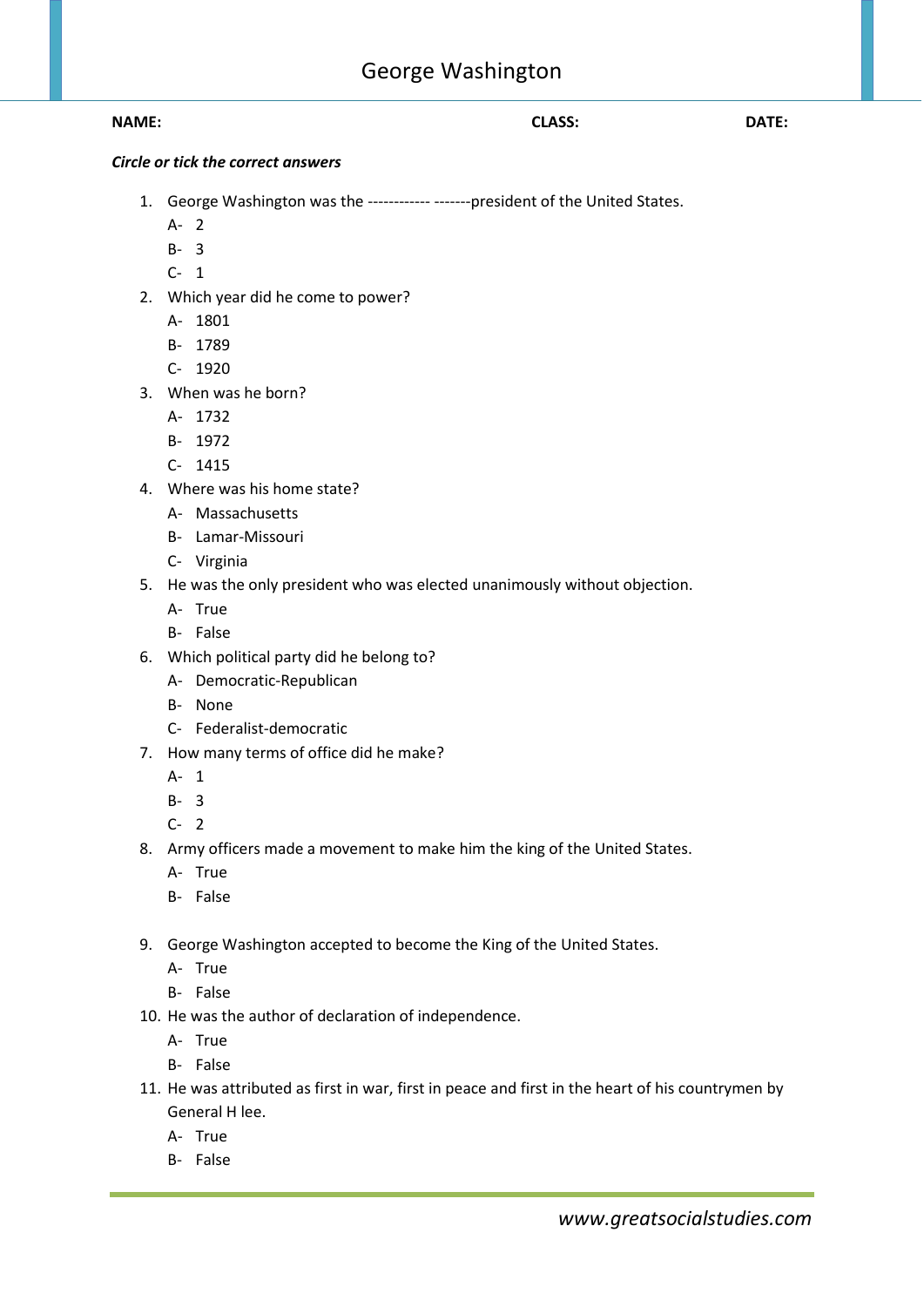# George Washington

**NAME:** **CLASS:** **DATE:**

***Circle or tick the correct answers***

1. George Washington was the ------------ -------president of the United States.
   A- 2
   B- 3
   C- 1
2. Which year did he come to power?
   A- 1801
   B- 1789
   C- 1920
3. When was he born?
   A- 1732
   B- 1972
   C- 1415
4. Where was his home state?
   A- Massachusetts
   B- Lamar-Missouri
   C- Virginia
5. He was the only president who was elected unanimously without objection.
   A- True
   B- False
6. Which political party did he belong to?
   A- Democratic-Republican
   B- None
   C- Federalist-democratic
7. How many terms of office did he make?
   A- 1
   B- 3
   C- 2
8. Army officers made a movement to make him the king of the United States.
   A- True
   B- False
9. George Washington accepted to become the King of the United States.
   A- True
   B- False
10. He was the author of declaration of independence.
    A- True
    B- False
11. He was attributed as first in war, first in peace and first in the heart of his countrymen by General H lee.
    A- True
    B- False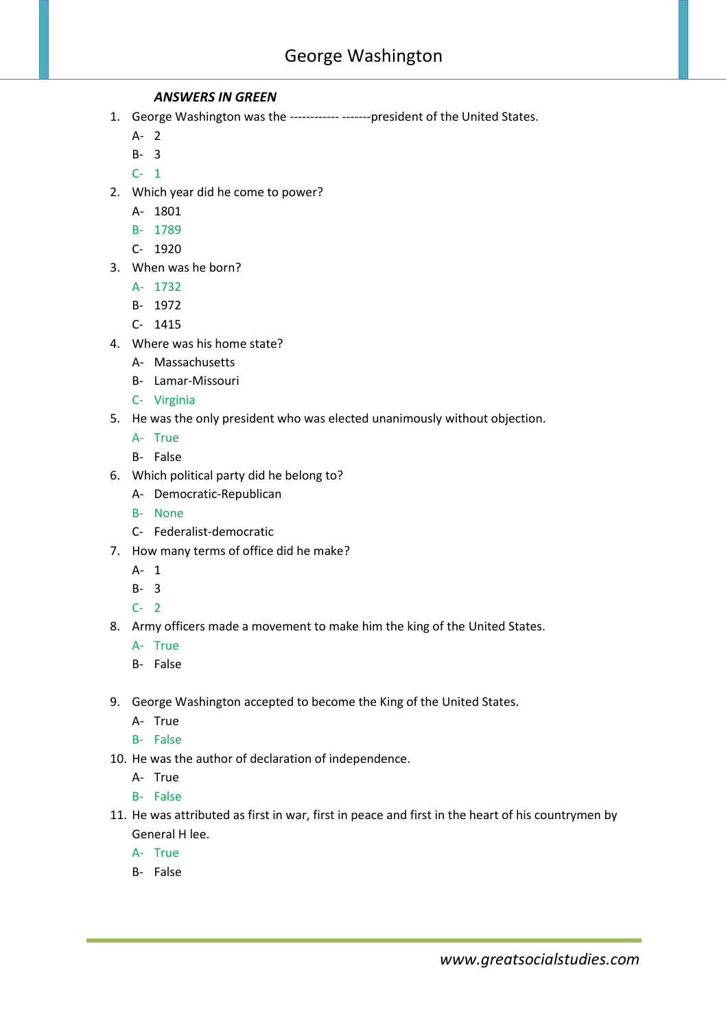***ANSWERS IN GREEN***

1. George Washington was the ------------ -------president of the United States.
   A- 2
   B- 3
   C- 1
2. Which year did he come to power?
   A- 1801
   B- 1789
   C- 1920
3. When was he born?
   A- 1732
   B- 1972
   C- 1415
4. Where was his home state?
   A- Massachusetts
   B- Lamar-Missouri
   C- Virginia
5. He was the only president who was elected unanimously without objection.
   A- True
   B- False
6. Which political party did he belong to?
   A- Democratic-Republican
   B- None
   C- Federalist-democratic
7. How many terms of office did he make?
   A- 1
   B- 3
   C- 2
8. Army officers made a movement to make him the king of the United States.
   A- True
   B- False
9. George Washington accepted to become the King of the United States.
   A- True
   B- False
10. He was the author of declaration of independence.
    A- True
    B- False
11. He was attributed as first in war, first in peace and first in the heart of his countrymen by General H lee.
    A- True
    B- False